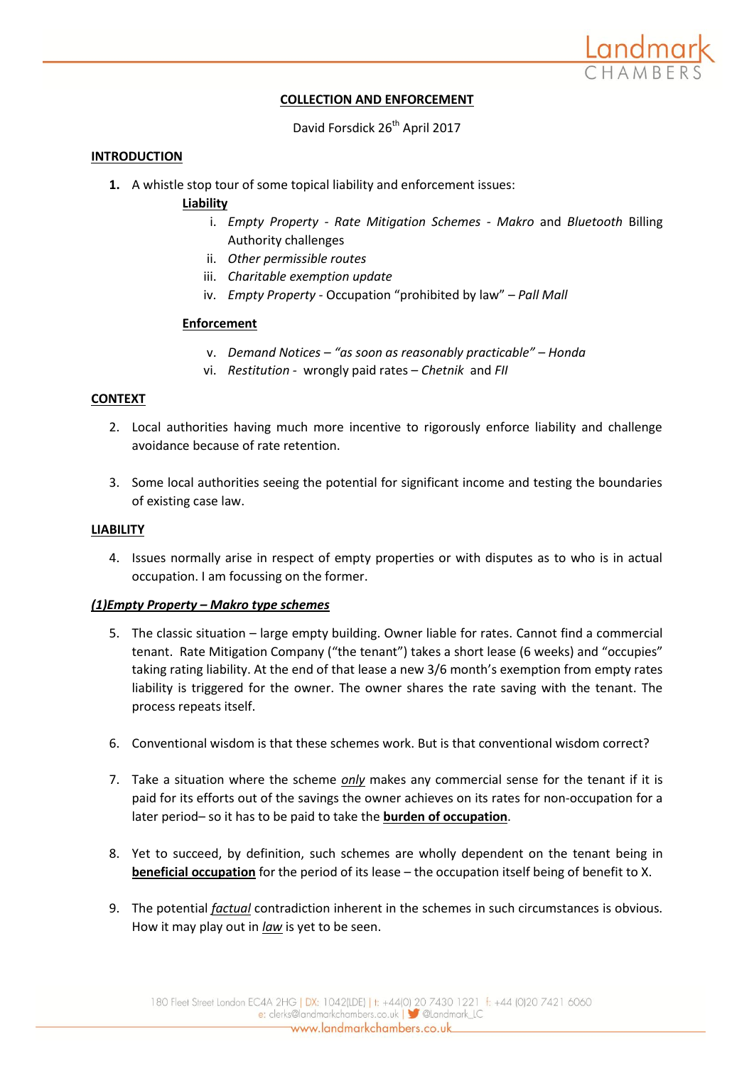**COLLECTION AND ENFORCEMENT**

David Forsdick 26th April 2017

**INTRODUCTION**

1. A whistle stop tour of some topical liability and enforcement issues:

   **Liability**

   i. *Empty Property - Rate Mitigation Schemes - Makro* and *Bluetooth* Billing Authority challenges
   ii. *Other permissible routes*
   iii. *Charitable exemption update*
   iv. *Empty Property* - Occupation "prohibited by law" – *Pall Mall*

   **Enforcement**

   v. *Demand Notices – "as soon as reasonably practicable" – Honda*
   vi. *Restitution* - wrongly paid rates – *Chetnik* and *FII*

**CONTEXT**

2. Local authorities having much more incentive to rigorously enforce liability and challenge avoidance because of rate retention.

3. Some local authorities seeing the potential for significant income and testing the boundaries of existing case law.

**LIABILITY**

4. Issues normally arise in respect of empty properties or with disputes as to who is in actual occupation. I am focussing on the former.

***(1)Empty Property – Makro type schemes***

5. The classic situation – large empty building. Owner liable for rates. Cannot find a commercial tenant. Rate Mitigation Company ("the tenant") takes a short lease (6 weeks) and "occupies" taking rating liability. At the end of that lease a new 3/6 month's exemption from empty rates liability is triggered for the owner. The owner shares the rate saving with the tenant. The process repeats itself.

6. Conventional wisdom is that these schemes work. But is that conventional wisdom correct?

7. Take a situation where the scheme ***only*** makes any commercial sense for the tenant if it is paid for its efforts out of the savings the owner achieves on its rates for non-occupation for a later period– so it has to be paid to take the **burden of occupation**.

8. Yet to succeed, by definition, such schemes are wholly dependent on the tenant being in **beneficial occupation** for the period of its lease – the occupation itself being of benefit to X.

9. The potential ***factual*** contradiction inherent in the schemes in such circumstances is obvious. How it may play out in ***law*** is yet to be seen.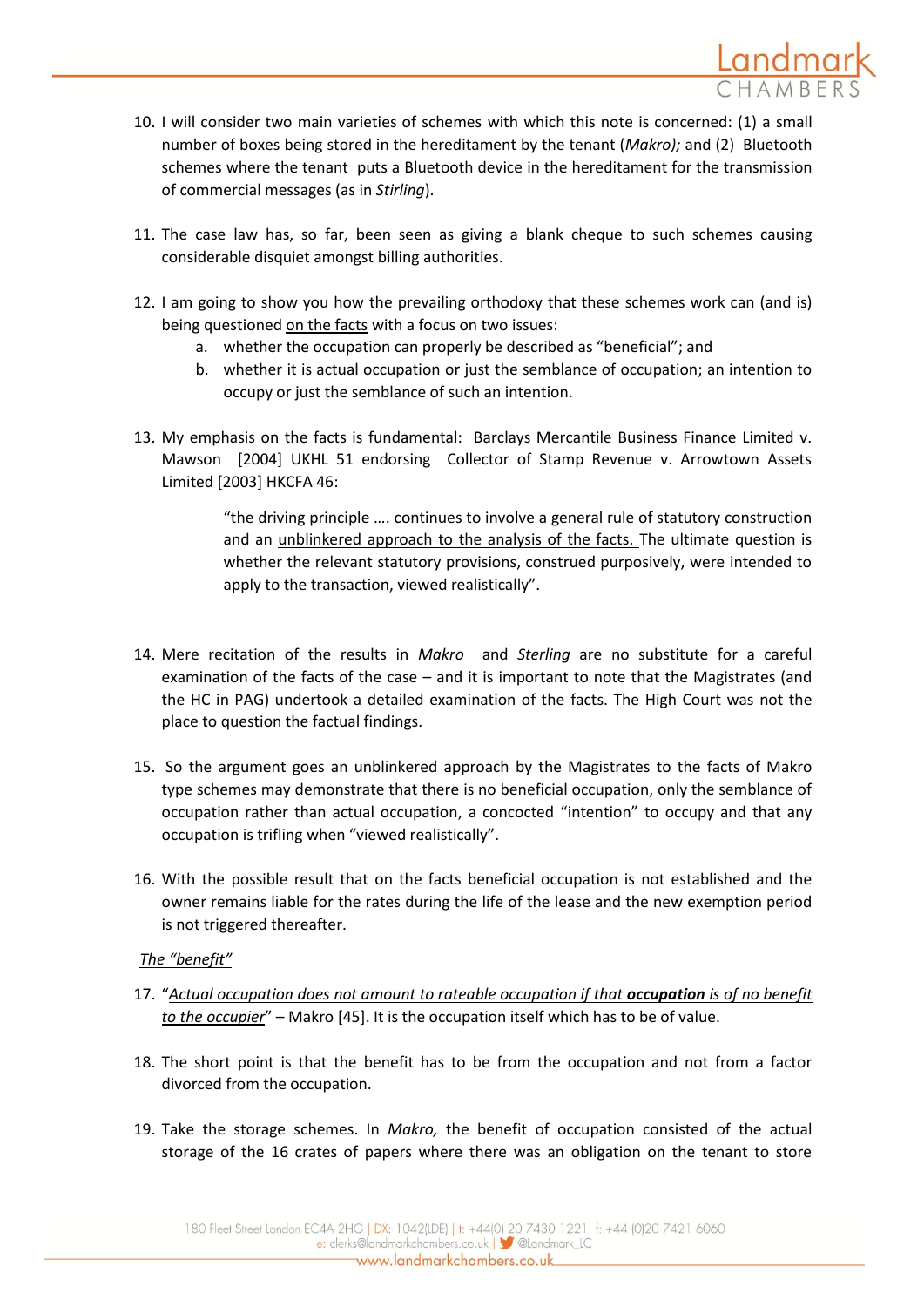10. I will consider two main varieties of schemes with which this note is concerned: (1) a small number of boxes being stored in the hereditament by the tenant (*Makro);* and (2) Bluetooth schemes where the tenant puts a Bluetooth device in the hereditament for the transmission of commercial messages (as in *Stirling*).

11. The case law has, so far, been seen as giving a blank cheque to such schemes causing considerable disquiet amongst billing authorities.

12. I am going to show you how the prevailing orthodoxy that these schemes work can (and is) being questioned <u>on the facts</u> with a focus on two issues:
    a. whether the occupation can properly be described as "beneficial"; and
    b. whether it is actual occupation or just the semblance of occupation; an intention to occupy or just the semblance of such an intention.

13. My emphasis on the facts is fundamental: Barclays Mercantile Business Finance Limited v. Mawson [2004] UKHL 51 endorsing Collector of Stamp Revenue v. Arrowtown Assets Limited [2003] HKCFA 46:

    > "the driving principle …. continues to involve a general rule of statutory construction and an <u>unblinkered approach to the analysis of the facts.</u> The ultimate question is whether the relevant statutory provisions, construed purposively, were intended to apply to the transaction, <u>viewed realistically".</u>

14. Mere recitation of the results in *Makro* and *Sterling* are no substitute for a careful examination of the facts of the case – and it is important to note that the Magistrates (and the HC in PAG) undertook a detailed examination of the facts. The High Court was not the place to question the factual findings.

15. So the argument goes an unblinkered approach by the <u>Magistrates</u> to the facts of Makro type schemes may demonstrate that there is no beneficial occupation, only the semblance of occupation rather than actual occupation, a concocted "intention" to occupy and that any occupation is trifling when "viewed realistically".

16. With the possible result that on the facts beneficial occupation is not established and the owner remains liable for the rates during the life of the lease and the new exemption period is not triggered thereafter.

*<u>The "benefit"</u>*

17. "*<u>Actual occupation does not amount to rateable occupation if that **occupation** is of no benefit to the occupier</u>*" – Makro [45]. It is the occupation itself which has to be of value.

18. The short point is that the benefit has to be from the occupation and not from a factor divorced from the occupation.

19. Take the storage schemes. In *Makro,* the benefit of occupation consisted of the actual storage of the 16 crates of papers where there was an obligation on the tenant to store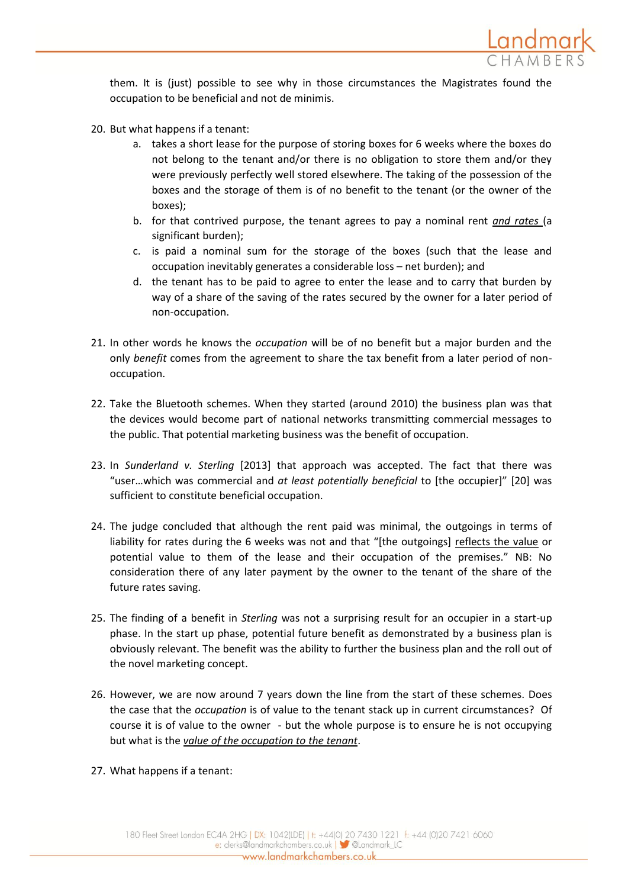them. It is (just) possible to see why in those circumstances the Magistrates found the occupation to be beneficial and not de minimis.

20. But what happens if a tenant:
    a. takes a short lease for the purpose of storing boxes for 6 weeks where the boxes do not belong to the tenant and/or there is no obligation to store them and/or they were previously perfectly well stored elsewhere. The taking of the possession of the boxes and the storage of them is of no benefit to the tenant (or the owner of the boxes);
    b. for that contrived purpose, the tenant agrees to pay a nominal rent <u>*and rates*</u> (a significant burden);
    c. is paid a nominal sum for the storage of the boxes (such that the lease and occupation inevitably generates a considerable loss – net burden); and
    d. the tenant has to be paid to agree to enter the lease and to carry that burden by way of a share of the saving of the rates secured by the owner for a later period of non-occupation.

21. In other words he knows the *occupation* will be of no benefit but a major burden and the only *benefit* comes from the agreement to share the tax benefit from a later period of non-occupation.

22. Take the Bluetooth schemes. When they started (around 2010) the business plan was that the devices would become part of national networks transmitting commercial messages to the public. That potential marketing business was the benefit of occupation.

23. In *Sunderland v. Sterling* [2013] that approach was accepted. The fact that there was "user…which was commercial and *at least potentially beneficial* to [the occupier]" [20] was sufficient to constitute beneficial occupation.

24. The judge concluded that although the rent paid was minimal, the outgoings in terms of liability for rates during the 6 weeks was not and that "[the outgoings] <u>reflects the value</u> or potential value to them of the lease and their occupation of the premises." NB: No consideration there of any later payment by the owner to the tenant of the share of the future rates saving.

25. The finding of a benefit in *Sterling* was not a surprising result for an occupier in a start-up phase. In the start up phase, potential future benefit as demonstrated by a business plan is obviously relevant. The benefit was the ability to further the business plan and the roll out of the novel marketing concept.

26. However, we are now around 7 years down the line from the start of these schemes. Does the case that the *occupation* is of value to the tenant stack up in current circumstances? Of course it is of value to the owner - but the whole purpose is to ensure he is not occupying but what is the <u>*value of the occupation to the tenant*</u>.

27. What happens if a tenant: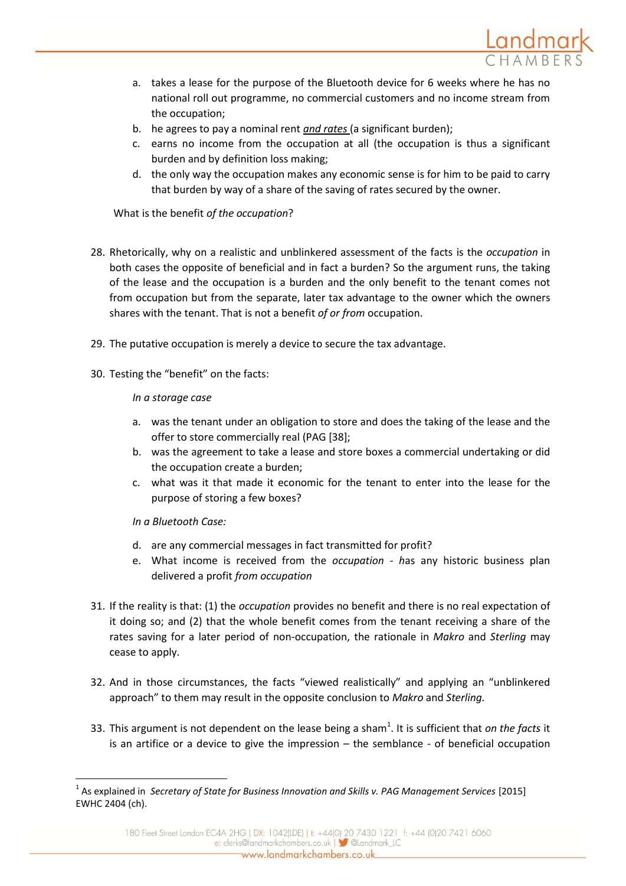a. takes a lease for the purpose of the Bluetooth device for 6 weeks where he has no national roll out programme, no commercial customers and no income stream from the occupation;
b. he agrees to pay a nominal rent ***and rates*** (a significant burden);
c. earns no income from the occupation at all (the occupation is thus a significant burden and by definition loss making;
d. the only way the occupation makes any economic sense is for him to be paid to carry that burden by way of a share of the saving of rates secured by the owner.

What is the benefit *of the occupation*?

28. Rhetorically, why on a realistic and unblinkered assessment of the facts is the *occupation* in both cases the opposite of beneficial and in fact a burden? So the argument runs, the taking of the lease and the occupation is a burden and the only benefit to the tenant comes not from occupation but from the separate, later tax advantage to the owner which the owners shares with the tenant. That is not a benefit *of or from* occupation.

29. The putative occupation is merely a device to secure the tax advantage.

30. Testing the "benefit" on the facts:

*In a storage case*

a. was the tenant under an obligation to store and does the taking of the lease and the offer to store commercially real (PAG [38];
b. was the agreement to take a lease and store boxes a commercial undertaking or did the occupation create a burden;
c. what was it that made it economic for the tenant to enter into the lease for the purpose of storing a few boxes?

*In a Bluetooth Case:*

d. are any commercial messages in fact transmitted for profit?
e. What income is received from the *occupation* - *h*as any historic business plan delivered a profit *from occupation*

31. If the reality is that: (1) the *occupation* provides no benefit and there is no real expectation of it doing so; and (2) that the whole benefit comes from the tenant receiving a share of the rates saving for a later period of non-occupation, the rationale in *Makro* and *Sterling* may cease to apply.

32. And in those circumstances, the facts "viewed realistically" and applying an "unblinkered approach" to them may result in the opposite conclusion to *Makro* and *Sterling.*

33. This argument is not dependent on the lease being a sham[1]. It is sufficient that *on the facts* it is an artifice or a device to give the impression – the semblance - of beneficial occupation

[1] As explained in *Secretary of State for Business Innovation and Skills v. PAG Management Services* [2015] EWHC 2404 (ch).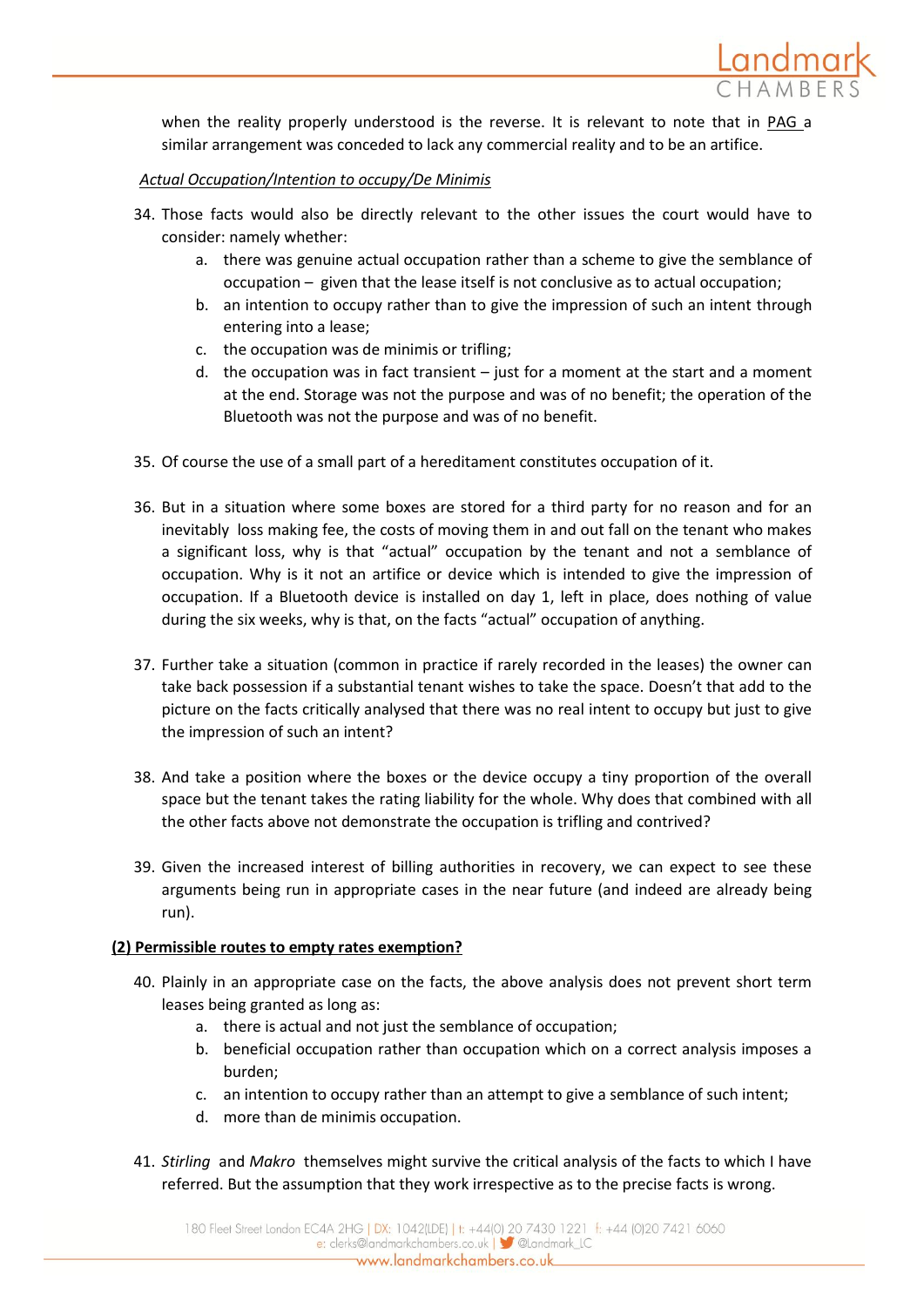when the reality properly understood is the reverse. It is relevant to note that in PAG a similar arrangement was conceded to lack any commercial reality and to be an artifice.

*Actual Occupation/Intention to occupy/De Minimis*

34. Those facts would also be directly relevant to the other issues the court would have to consider: namely whether:
    a. there was genuine actual occupation rather than a scheme to give the semblance of occupation – given that the lease itself is not conclusive as to actual occupation;
    b. an intention to occupy rather than to give the impression of such an intent through entering into a lease;
    c. the occupation was de minimis or trifling;
    d. the occupation was in fact transient – just for a moment at the start and a moment at the end. Storage was not the purpose and was of no benefit; the operation of the Bluetooth was not the purpose and was of no benefit.

35. Of course the use of a small part of a hereditament constitutes occupation of it.

36. But in a situation where some boxes are stored for a third party for no reason and for an inevitably loss making fee, the costs of moving them in and out fall on the tenant who makes a significant loss, why is that "actual" occupation by the tenant and not a semblance of occupation. Why is it not an artifice or device which is intended to give the impression of occupation. If a Bluetooth device is installed on day 1, left in place, does nothing of value during the six weeks, why is that, on the facts "actual" occupation of anything.

37. Further take a situation (common in practice if rarely recorded in the leases) the owner can take back possession if a substantial tenant wishes to take the space. Doesn't that add to the picture on the facts critically analysed that there was no real intent to occupy but just to give the impression of such an intent?

38. And take a position where the boxes or the device occupy a tiny proportion of the overall space but the tenant takes the rating liability for the whole. Why does that combined with all the other facts above not demonstrate the occupation is trifling and contrived?

39. Given the increased interest of billing authorities in recovery, we can expect to see these arguments being run in appropriate cases in the near future (and indeed are already being run).

**(2) Permissible routes to empty rates exemption?**

40. Plainly in an appropriate case on the facts, the above analysis does not prevent short term leases being granted as long as:
    a. there is actual and not just the semblance of occupation;
    b. beneficial occupation rather than occupation which on a correct analysis imposes a burden;
    c. an intention to occupy rather than an attempt to give a semblance of such intent;
    d. more than de minimis occupation.

41. *Stirling* and *Makro* themselves might survive the critical analysis of the facts to which I have referred. But the assumption that they work irrespective as to the precise facts is wrong.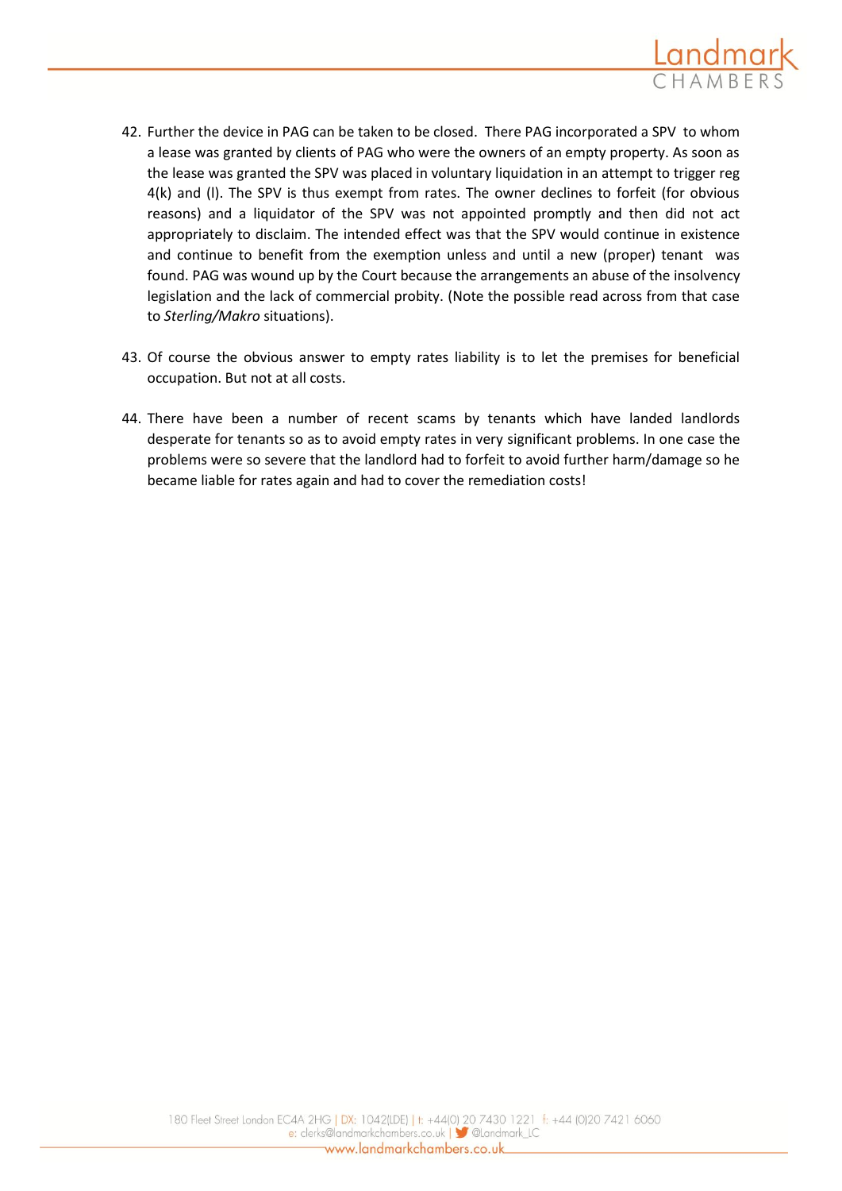42. Further the device in PAG can be taken to be closed. There PAG incorporated a SPV to whom a lease was granted by clients of PAG who were the owners of an empty property. As soon as the lease was granted the SPV was placed in voluntary liquidation in an attempt to trigger reg 4(k) and (l). The SPV is thus exempt from rates. The owner declines to forfeit (for obvious reasons) and a liquidator of the SPV was not appointed promptly and then did not act appropriately to disclaim. The intended effect was that the SPV would continue in existence and continue to benefit from the exemption unless and until a new (proper) tenant was found. PAG was wound up by the Court because the arrangements an abuse of the insolvency legislation and the lack of commercial probity. (Note the possible read across from that case to *Sterling/Makro* situations).

43. Of course the obvious answer to empty rates liability is to let the premises for beneficial occupation. But not at all costs.

44. There have been a number of recent scams by tenants which have landed landlords desperate for tenants so as to avoid empty rates in very significant problems. In one case the problems were so severe that the landlord had to forfeit to avoid further harm/damage so he became liable for rates again and had to cover the remediation costs!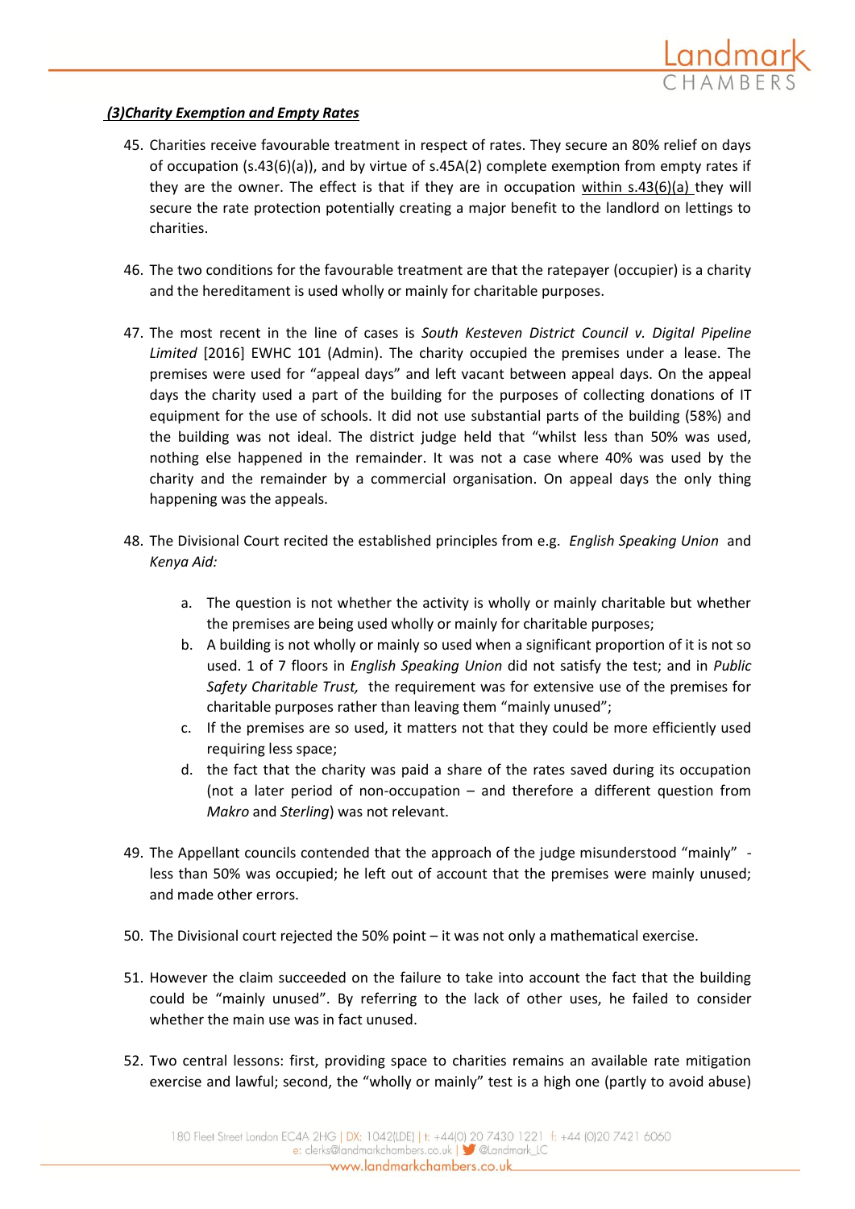### *(3)Charity Exemption and Empty Rates*

45. Charities receive favourable treatment in respect of rates. They secure an 80% relief on days of occupation (s.43(6)(a)), and by virtue of s.45A(2) complete exemption from empty rates if they are the owner. The effect is that if they are in occupation within s.43(6)(a) they will secure the rate protection potentially creating a major benefit to the landlord on lettings to charities.

46. The two conditions for the favourable treatment are that the ratepayer (occupier) is a charity and the hereditament is used wholly or mainly for charitable purposes.

47. The most recent in the line of cases is *South Kesteven District Council v. Digital Pipeline Limited* [2016] EWHC 101 (Admin). The charity occupied the premises under a lease. The premises were used for "appeal days" and left vacant between appeal days. On the appeal days the charity used a part of the building for the purposes of collecting donations of IT equipment for the use of schools. It did not use substantial parts of the building (58%) and the building was not ideal. The district judge held that "whilst less than 50% was used, nothing else happened in the remainder. It was not a case where 40% was used by the charity and the remainder by a commercial organisation. On appeal days the only thing happening was the appeals.

48. The Divisional Court recited the established principles from e.g. *English Speaking Union* and *Kenya Aid:*

    a. The question is not whether the activity is wholly or mainly charitable but whether the premises are being used wholly or mainly for charitable purposes;
    b. A building is not wholly or mainly so used when a significant proportion of it is not so used. 1 of 7 floors in *English Speaking Union* did not satisfy the test; and in *Public Safety Charitable Trust,* the requirement was for extensive use of the premises for charitable purposes rather than leaving them "mainly unused";
    c. If the premises are so used, it matters not that they could be more efficiently used requiring less space;
    d. the fact that the charity was paid a share of the rates saved during its occupation (not a later period of non-occupation – and therefore a different question from *Makro* and *Sterling*) was not relevant.

49. The Appellant councils contended that the approach of the judge misunderstood "mainly" - less than 50% was occupied; he left out of account that the premises were mainly unused; and made other errors.

50. The Divisional court rejected the 50% point – it was not only a mathematical exercise.

51. However the claim succeeded on the failure to take into account the fact that the building could be "mainly unused". By referring to the lack of other uses, he failed to consider whether the main use was in fact unused.

52. Two central lessons: first, providing space to charities remains an available rate mitigation exercise and lawful; second, the "wholly or mainly" test is a high one (partly to avoid abuse)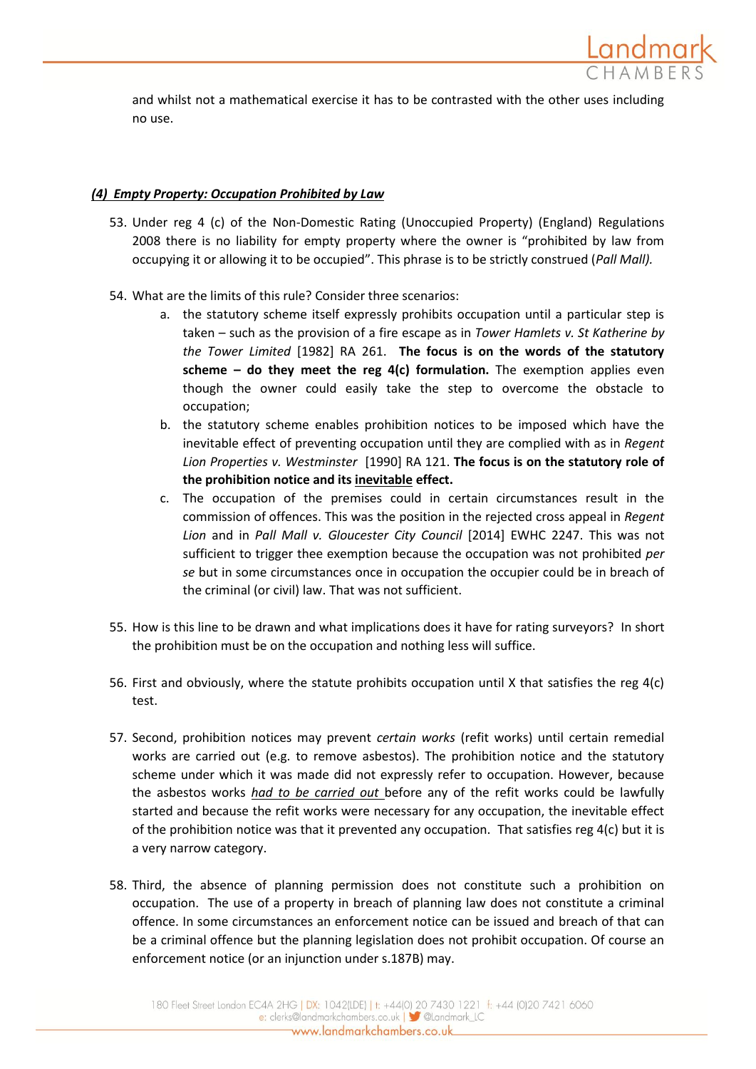and whilst not a mathematical exercise it has to be contrasted with the other uses including no use.

### *(4) Empty Property: Occupation Prohibited by Law*

53. Under reg 4 (c) of the Non-Domestic Rating (Unoccupied Property) (England) Regulations 2008 there is no liability for empty property where the owner is "prohibited by law from occupying it or allowing it to be occupied". This phrase is to be strictly construed (*Pall Mall).*

54. What are the limits of this rule? Consider three scenarios:
    a. the statutory scheme itself expressly prohibits occupation until a particular step is taken – such as the provision of a fire escape as in *Tower Hamlets v. St Katherine by the Tower Limited* [1982] RA 261. **The focus is on the words of the statutory scheme – do they meet the reg 4(c) formulation.** The exemption applies even though the owner could easily take the step to overcome the obstacle to occupation;
    b. the statutory scheme enables prohibition notices to be imposed which have the inevitable effect of preventing occupation until they are complied with as in *Regent Lion Properties v. Westminster* [1990] RA 121. **The focus is on the statutory role of the prohibition notice and its <u>inevitable</u> effect.**
    c. The occupation of the premises could in certain circumstances result in the commission of offences. This was the position in the rejected cross appeal in *Regent Lion* and in *Pall Mall v. Gloucester City Council* [2014] EWHC 2247. This was not sufficient to trigger thee exemption because the occupation was not prohibited *per se* but in some circumstances once in occupation the occupier could be in breach of the criminal (or civil) law. That was not sufficient.

55. How is this line to be drawn and what implications does it have for rating surveyors? In short the prohibition must be on the occupation and nothing less will suffice.

56. First and obviously, where the statute prohibits occupation until X that satisfies the reg 4(c) test.

57. Second, prohibition notices may prevent *certain works* (refit works) until certain remedial works are carried out (e.g. to remove asbestos). The prohibition notice and the statutory scheme under which it was made did not expressly refer to occupation. However, because the asbestos works *<u>had to be carried out</u>* before any of the refit works could be lawfully started and because the refit works were necessary for any occupation, the inevitable effect of the prohibition notice was that it prevented any occupation. That satisfies reg 4(c) but it is a very narrow category.

58. Third, the absence of planning permission does not constitute such a prohibition on occupation. The use of a property in breach of planning law does not constitute a criminal offence. In some circumstances an enforcement notice can be issued and breach of that can be a criminal offence but the planning legislation does not prohibit occupation. Of course an enforcement notice (or an injunction under s.187B) may.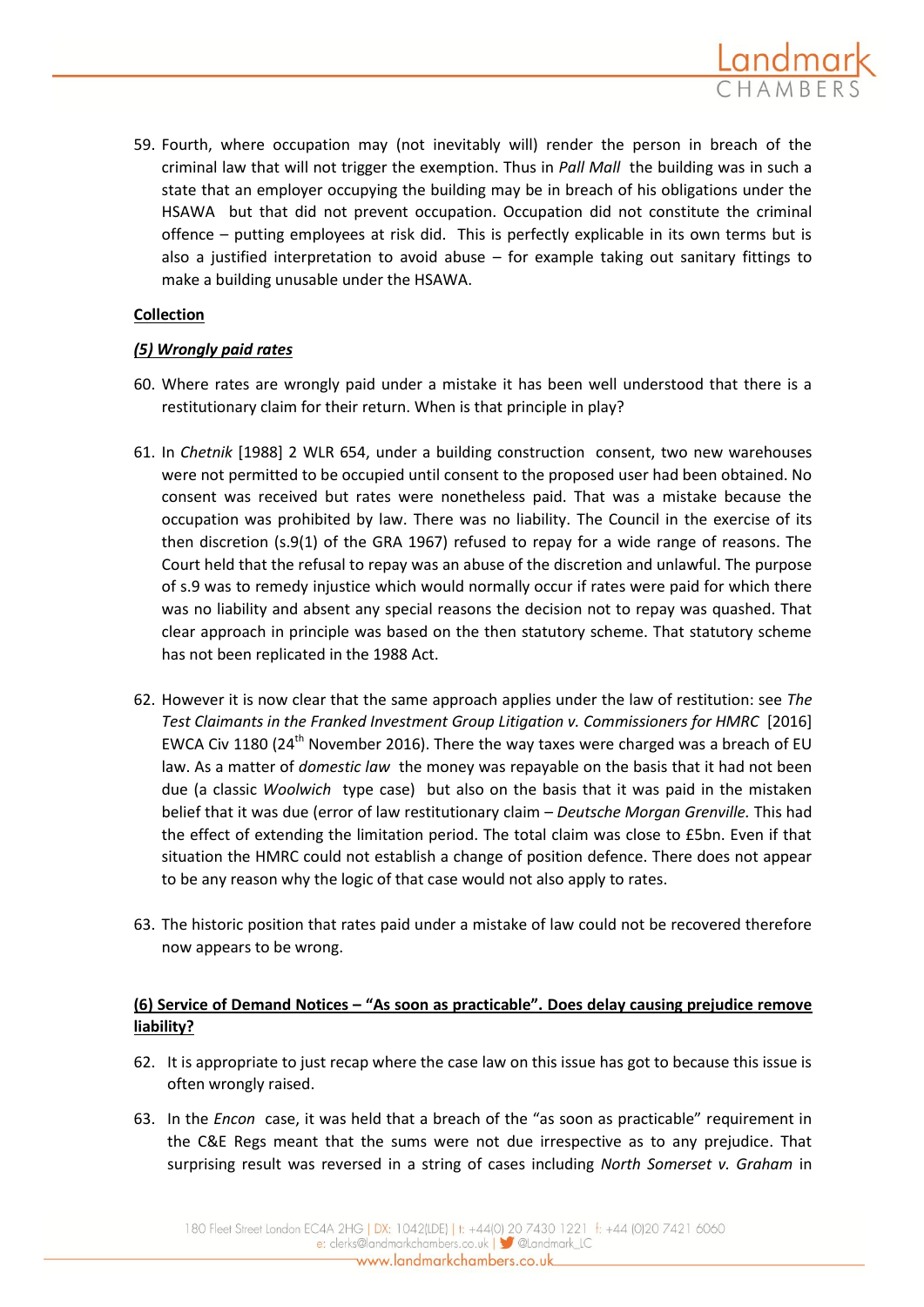59. Fourth, where occupation may (not inevitably will) render the person in breach of the criminal law that will not trigger the exemption. Thus in *Pall Mall* the building was in such a state that an employer occupying the building may be in breach of his obligations under the HSAWA but that did not prevent occupation. Occupation did not constitute the criminal offence – putting employees at risk did. This is perfectly explicable in its own terms but is also a justified interpretation to avoid abuse – for example taking out sanitary fittings to make a building unusable under the HSAWA.

**<u>Collection</u>**

***<u>(5) Wrongly paid rates</u>***

60. Where rates are wrongly paid under a mistake it has been well understood that there is a restitutionary claim for their return. When is that principle in play?

61. In *Chetnik* [1988] 2 WLR 654, under a building construction consent, two new warehouses were not permitted to be occupied until consent to the proposed user had been obtained. No consent was received but rates were nonetheless paid. That was a mistake because the occupation was prohibited by law. There was no liability. The Council in the exercise of its then discretion (s.9(1) of the GRA 1967) refused to repay for a wide range of reasons. The Court held that the refusal to repay was an abuse of the discretion and unlawful. The purpose of s.9 was to remedy injustice which would normally occur if rates were paid for which there was no liability and absent any special reasons the decision not to repay was quashed. That clear approach in principle was based on the then statutory scheme. That statutory scheme has not been replicated in the 1988 Act.

62. However it is now clear that the same approach applies under the law of restitution: see *The Test Claimants in the Franked Investment Group Litigation v. Commissioners for HMRC* [2016] EWCA Civ 1180 (24th November 2016). There the way taxes were charged was a breach of EU law. As a matter of *domestic law* the money was repayable on the basis that it had not been due (a classic *Woolwich* type case) but also on the basis that it was paid in the mistaken belief that it was due (error of law restitutionary claim – *Deutsche Morgan Grenville.* This had the effect of extending the limitation period. The total claim was close to £5bn. Even if that situation the HMRC could not establish a change of position defence. There does not appear to be any reason why the logic of that case would not also apply to rates.

63. The historic position that rates paid under a mistake of law could not be recovered therefore now appears to be wrong.

**<u>(6) Service of Demand Notices – "As soon as practicable". Does delay causing prejudice remove liability?</u>**

62. It is appropriate to just recap where the case law on this issue has got to because this issue is often wrongly raised.

63. In the *Encon* case, it was held that a breach of the "as soon as practicable" requirement in the C&E Regs meant that the sums were not due irrespective as to any prejudice. That surprising result was reversed in a string of cases including *North Somerset v. Graham* in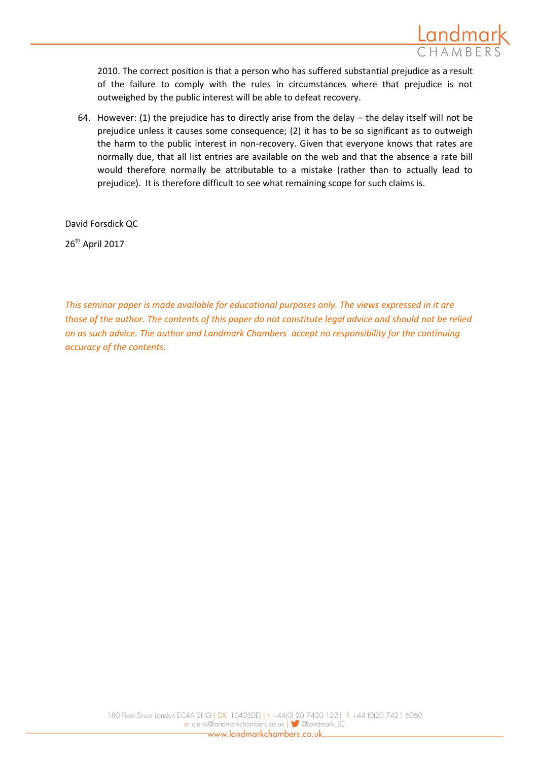2010. The correct position is that a person who has suffered substantial prejudice as a result of the failure to comply with the rules in circumstances where that prejudice is not outweighed by the public interest will be able to defeat recovery.

64. However: (1) the prejudice has to directly arise from the delay – the delay itself will not be prejudice unless it causes some consequence; (2) it has to be so significant as to outweigh the harm to the public interest in non-recovery. Given that everyone knows that rates are normally due, that all list entries are available on the web and that the absence a rate bill would therefore normally be attributable to a mistake (rather than to actually lead to prejudice). It is therefore difficult to see what remaining scope for such claims is.

David Forsdick QC

26th April 2017

*This seminar paper is made available for educational purposes only. The views expressed in it are those of the author. The contents of this paper do not constitute legal advice and should not be relied on as such advice. The author and Landmark Chambers accept no responsibility for the continuing accuracy of the contents.*